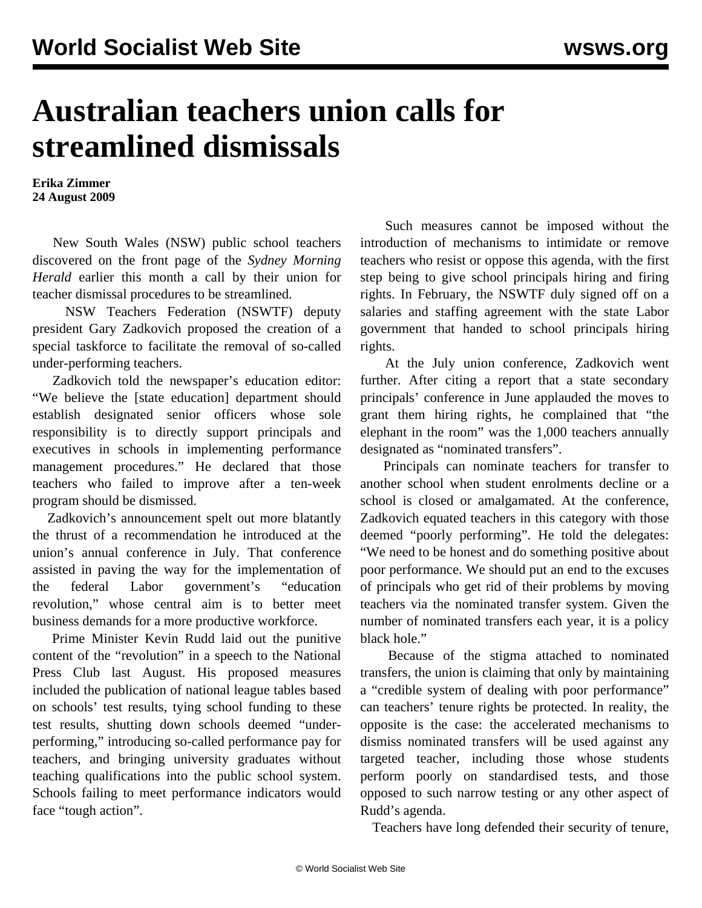# Australian teachers union calls for streamlined dismissals

**Erika Zimmer**
**24 August 2009**

New South Wales (NSW) public school teachers discovered on the front page of the *Sydney Morning Herald* earlier this month a call by their union for teacher dismissal procedures to be streamlined.

NSW Teachers Federation (NSWTF) deputy president Gary Zadkovich proposed the creation of a special taskforce to facilitate the removal of so-called under-performing teachers.

Zadkovich told the newspaper's education editor: "We believe the [state education] department should establish designated senior officers whose sole responsibility is to directly support principals and executives in schools in implementing performance management procedures." He declared that those teachers who failed to improve after a ten-week program should be dismissed.

Zadkovich's announcement spelt out more blatantly the thrust of a recommendation he introduced at the union's annual conference in July. That conference assisted in paving the way for the implementation of the federal Labor government's "education revolution," whose central aim is to better meet business demands for a more productive workforce.

Prime Minister Kevin Rudd laid out the punitive content of the "revolution" in a speech to the National Press Club last August. His proposed measures included the publication of national league tables based on schools' test results, tying school funding to these test results, shutting down schools deemed "under-performing," introducing so-called performance pay for teachers, and bringing university graduates without teaching qualifications into the public school system. Schools failing to meet performance indicators would face "tough action".

Such measures cannot be imposed without the introduction of mechanisms to intimidate or remove teachers who resist or oppose this agenda, with the first step being to give school principals hiring and firing rights. In February, the NSWTF duly signed off on a salaries and staffing agreement with the state Labor government that handed to school principals hiring rights.

At the July union conference, Zadkovich went further. After citing a report that a state secondary principals' conference in June applauded the moves to grant them hiring rights, he complained that "the elephant in the room" was the 1,000 teachers annually designated as "nominated transfers".

Principals can nominate teachers for transfer to another school when student enrolments decline or a school is closed or amalgamated. At the conference, Zadkovich equated teachers in this category with those deemed "poorly performing". He told the delegates: "We need to be honest and do something positive about poor performance. We should put an end to the excuses of principals who get rid of their problems by moving teachers via the nominated transfer system. Given the number of nominated transfers each year, it is a policy black hole."

Because of the stigma attached to nominated transfers, the union is claiming that only by maintaining a "credible system of dealing with poor performance" can teachers' tenure rights be protected. In reality, the opposite is the case: the accelerated mechanisms to dismiss nominated transfers will be used against any targeted teacher, including those whose students perform poorly on standardised tests, and those opposed to such narrow testing or any other aspect of Rudd's agenda.

Teachers have long defended their security of tenure,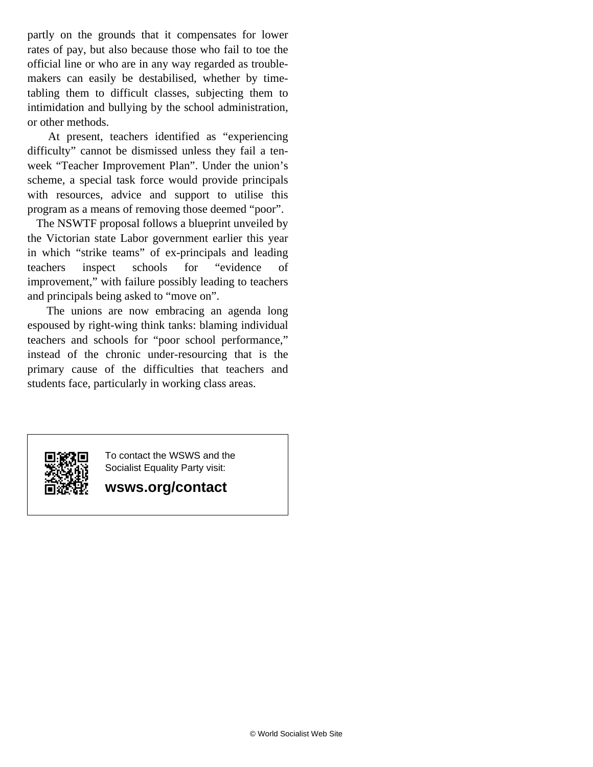partly on the grounds that it compensates for lower rates of pay, but also because those who fail to toe the official line or who are in any way regarded as trouble-makers can easily be destabilised, whether by time-tabling them to difficult classes, subjecting them to intimidation and bullying by the school administration, or other methods.

At present, teachers identified as "experiencing difficulty" cannot be dismissed unless they fail a ten-week "Teacher Improvement Plan". Under the union's scheme, a special task force would provide principals with resources, advice and support to utilise this program as a means of removing those deemed "poor".

The NSWTF proposal follows a blueprint unveiled by the Victorian state Labor government earlier this year in which "strike teams" of ex-principals and leading teachers inspect schools for "evidence of improvement," with failure possibly leading to teachers and principals being asked to "move on".

The unions are now embracing an agenda long espoused by right-wing think tanks: blaming individual teachers and schools for "poor school performance," instead of the chronic under-resourcing that is the primary cause of the difficulties that teachers and students face, particularly in working class areas.

To contact the WSWS and the Socialist Equality Party visit:

**wsws.org/contact**